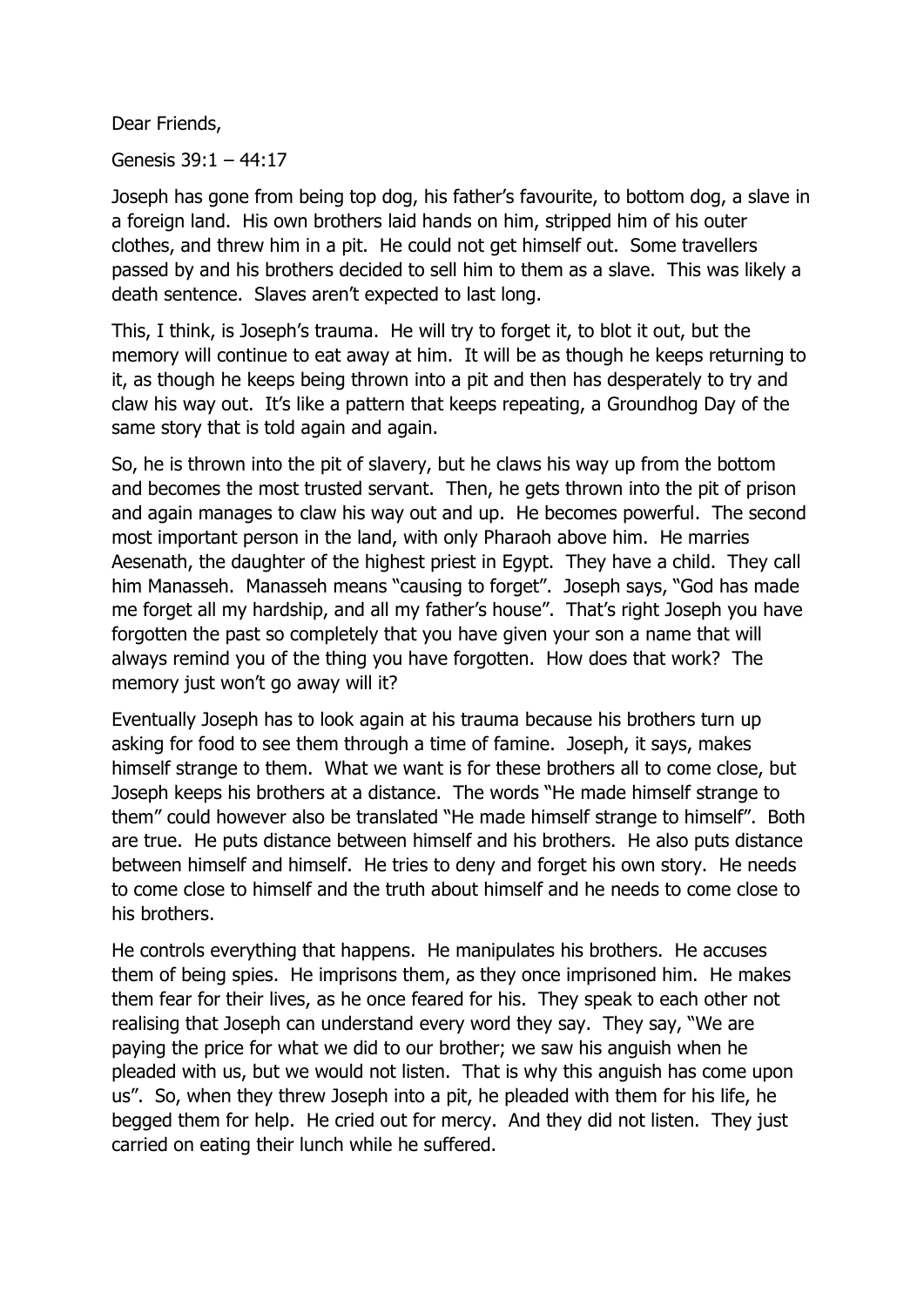Dear Friends,

Genesis 39:1 – 44:17

Joseph has gone from being top dog, his father's favourite, to bottom dog, a slave in a foreign land. His own brothers laid hands on him, stripped him of his outer clothes, and threw him in a pit. He could not get himself out. Some travellers passed by and his brothers decided to sell him to them as a slave. This was likely a death sentence. Slaves aren't expected to last long.

This, I think, is Joseph's trauma. He will try to forget it, to blot it out, but the memory will continue to eat away at him. It will be as though he keeps returning to it, as though he keeps being thrown into a pit and then has desperately to try and claw his way out. It's like a pattern that keeps repeating, a Groundhog Day of the same story that is told again and again.

So, he is thrown into the pit of slavery, but he claws his way up from the bottom and becomes the most trusted servant. Then, he gets thrown into the pit of prison and again manages to claw his way out and up. He becomes powerful. The second most important person in the land, with only Pharaoh above him. He marries Aesenath, the daughter of the highest priest in Egypt. They have a child. They call him Manasseh. Manasseh means "causing to forget". Joseph says, "God has made me forget all my hardship, and all my father's house". That's right Joseph you have forgotten the past so completely that you have given your son a name that will always remind you of the thing you have forgotten. How does that work? The memory just won't go away will it?

Eventually Joseph has to look again at his trauma because his brothers turn up asking for food to see them through a time of famine. Joseph, it says, makes himself strange to them. What we want is for these brothers all to come close, but Joseph keeps his brothers at a distance. The words "He made himself strange to them" could however also be translated "He made himself strange to himself". Both are true. He puts distance between himself and his brothers. He also puts distance between himself and himself. He tries to deny and forget his own story. He needs to come close to himself and the truth about himself and he needs to come close to his brothers.

He controls everything that happens. He manipulates his brothers. He accuses them of being spies. He imprisons them, as they once imprisoned him. He makes them fear for their lives, as he once feared for his. They speak to each other not realising that Joseph can understand every word they say. They say, "We are paying the price for what we did to our brother; we saw his anguish when he pleaded with us, but we would not listen. That is why this anguish has come upon us". So, when they threw Joseph into a pit, he pleaded with them for his life, he begged them for help. He cried out for mercy. And they did not listen. They just carried on eating their lunch while he suffered.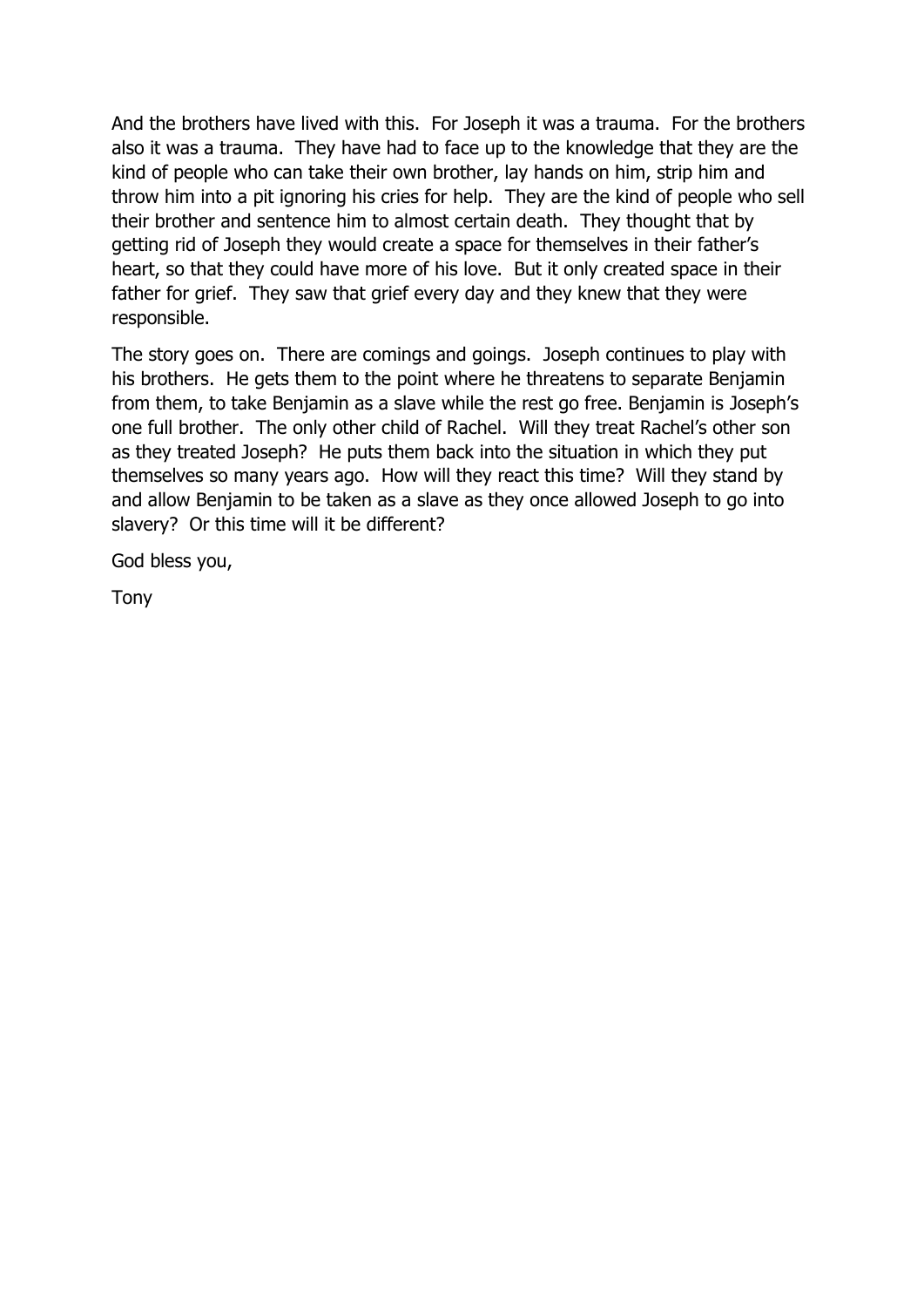And the brothers have lived with this. For Joseph it was a trauma. For the brothers also it was a trauma. They have had to face up to the knowledge that they are the kind of people who can take their own brother, lay hands on him, strip him and throw him into a pit ignoring his cries for help. They are the kind of people who sell their brother and sentence him to almost certain death. They thought that by getting rid of Joseph they would create a space for themselves in their father's heart, so that they could have more of his love. But it only created space in their father for grief. They saw that grief every day and they knew that they were responsible.

The story goes on. There are comings and goings. Joseph continues to play with his brothers. He gets them to the point where he threatens to separate Benjamin from them, to take Benjamin as a slave while the rest go free. Benjamin is Joseph's one full brother. The only other child of Rachel. Will they treat Rachel's other son as they treated Joseph? He puts them back into the situation in which they put themselves so many years ago. How will they react this time? Will they stand by and allow Benjamin to be taken as a slave as they once allowed Joseph to go into slavery? Or this time will it be different?

God bless you,

Tony